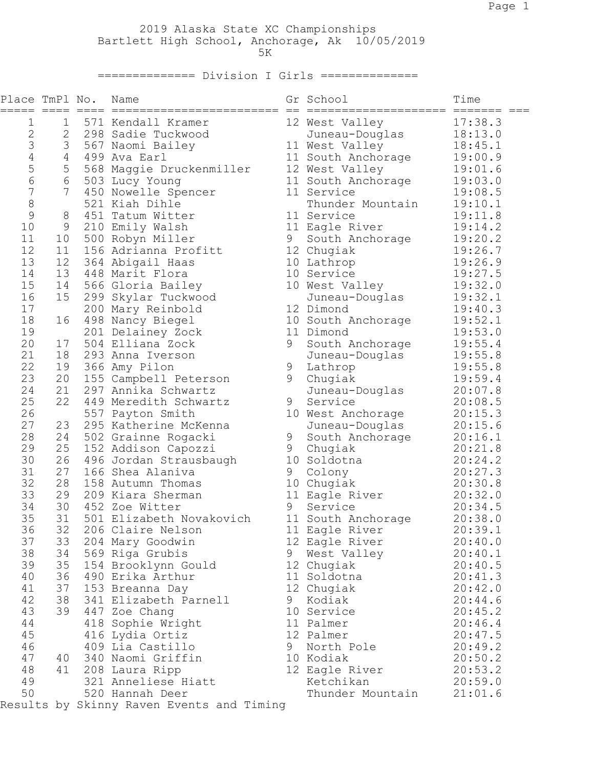# 2019 Alaska State XC Championships

Bartlett High School, Anchorage, Ak 10/05/2019

5K

## ============== Division I Girls ==============

| Place | TmPl | No. | Name | Gr | School | Time |
|---|---|---|---|---|---|---|
| 1 | 1 | 571 | Kendall Kramer | 12 | West Valley | 17:38.3 |
| 2 | 2 | 298 | Sadie Tuckwood | | Juneau-Douglas | 18:13.0 |
| 3 | 3 | 567 | Naomi Bailey | 11 | West Valley | 18:45.1 |
| 4 | 4 | 499 | Ava Earl | 11 | South Anchorage | 19:00.9 |
| 5 | 5 | 568 | Maggie Druckenmiller | 12 | West Valley | 19:01.6 |
| 6 | 6 | 503 | Lucy Young | 11 | South Anchorage | 19:03.0 |
| 7 | 7 | 450 | Nowelle Spencer | 11 | Service | 19:08.5 |
| 8 | | 521 | Kiah Dihle | | Thunder Mountain | 19:10.1 |
| 9 | 8 | 451 | Tatum Witter | 11 | Service | 19:11.8 |
| 10 | 9 | 210 | Emily Walsh | 11 | Eagle River | 19:14.2 |
| 11 | 10 | 500 | Robyn Miller | 9 | South Anchorage | 19:20.2 |
| 12 | 11 | 156 | Adrianna Profitt | 12 | Chugiak | 19:26.7 |
| 13 | 12 | 364 | Abigail Haas | 10 | Lathrop | 19:26.9 |
| 14 | 13 | 448 | Marit Flora | 10 | Service | 19:27.5 |
| 15 | 14 | 566 | Gloria Bailey | 10 | West Valley | 19:32.0 |
| 16 | 15 | 299 | Skylar Tuckwood | | Juneau-Douglas | 19:32.1 |
| 17 | | 200 | Mary Reinbold | 12 | Dimond | 19:40.3 |
| 18 | 16 | 498 | Nancy Biegel | 10 | South Anchorage | 19:52.1 |
| 19 | | 201 | Delainey Zock | 11 | Dimond | 19:53.0 |
| 20 | 17 | 504 | Elliana Zock | 9 | South Anchorage | 19:55.4 |
| 21 | 18 | 293 | Anna Iverson | | Juneau-Douglas | 19:55.8 |
| 22 | 19 | 366 | Amy Pilon | 9 | Lathrop | 19:55.8 |
| 23 | 20 | 155 | Campbell Peterson | 9 | Chugiak | 19:59.4 |
| 24 | 21 | 297 | Annika Schwartz | | Juneau-Douglas | 20:07.8 |
| 25 | 22 | 449 | Meredith Schwartz | 9 | Service | 20:08.5 |
| 26 | | 557 | Payton Smith | 10 | West Anchorage | 20:15.3 |
| 27 | 23 | 295 | Katherine McKenna | | Juneau-Douglas | 20:15.6 |
| 28 | 24 | 502 | Grainne Rogacki | 9 | South Anchorage | 20:16.1 |
| 29 | 25 | 152 | Addison Capozzi | 9 | Chugiak | 20:21.8 |
| 30 | 26 | 496 | Jordan Strausbaugh | 10 | Soldotna | 20:24.2 |
| 31 | 27 | 166 | Shea Alaniva | 9 | Colony | 20:27.3 |
| 32 | 28 | 158 | Autumn Thomas | 10 | Chugiak | 20:30.8 |
| 33 | 29 | 209 | Kiara Sherman | 11 | Eagle River | 20:32.0 |
| 34 | 30 | 452 | Zoe Witter | 9 | Service | 20:34.5 |
| 35 | 31 | 501 | Elizabeth Novakovich | 11 | South Anchorage | 20:38.0 |
| 36 | 32 | 206 | Claire Nelson | 11 | Eagle River | 20:39.1 |
| 37 | 33 | 204 | Mary Goodwin | 12 | Eagle River | 20:40.0 |
| 38 | 34 | 569 | Riga Grubis | 9 | West Valley | 20:40.1 |
| 39 | 35 | 154 | Brooklynn Gould | 12 | Chugiak | 20:40.5 |
| 40 | 36 | 490 | Erika Arthur | 11 | Soldotna | 20:41.3 |
| 41 | 37 | 153 | Breanna Day | 12 | Chugiak | 20:42.0 |
| 42 | 38 | 341 | Elizabeth Parnell | 9 | Kodiak | 20:44.6 |
| 43 | 39 | 447 | Zoe Chang | 10 | Service | 20:45.2 |
| 44 | | 418 | Sophie Wright | 11 | Palmer | 20:46.4 |
| 45 | | 416 | Lydia Ortiz | 12 | Palmer | 20:47.5 |
| 46 | | 409 | Lia Castillo | 9 | North Pole | 20:49.2 |
| 47 | 40 | 340 | Naomi Griffin | 10 | Kodiak | 20:50.2 |
| 48 | 41 | 208 | Laura Ripp | 12 | Eagle River | 20:53.2 |
| 49 | | 321 | Anneliese Hiatt | | Ketchikan | 20:59.0 |
| 50 | | 520 | Hannah Deer | | Thunder Mountain | 21:01.6 |

Results by Skinny Raven Events and Timing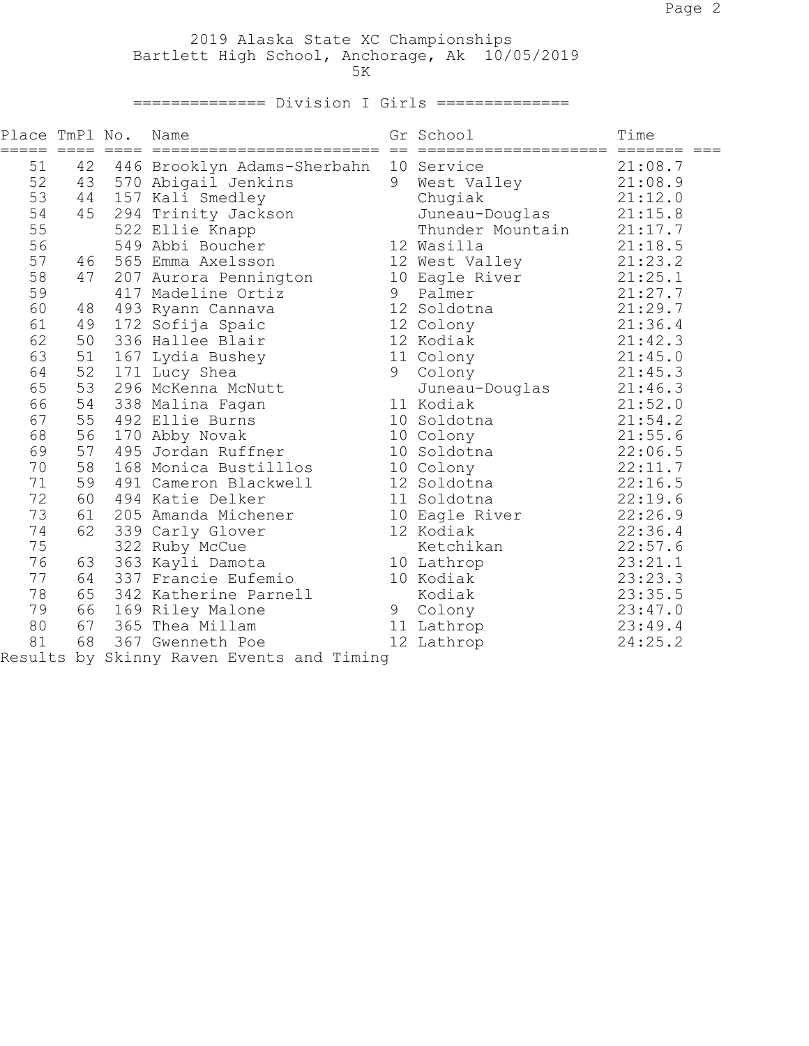# 2019 Alaska State XC Championships

Bartlett High School, Anchorage, Ak 10/05/2019

5K

## ============== Division I Girls ==============

| Place | TmPl | No. | Name | Gr | School | Time |
|---|---|---|---|---|---|---|
| 51 | 42 | 446 | Brooklyn Adams-Sherbahn | 10 | Service | 21:08.7 |
| 52 | 43 | 570 | Abigail Jenkins | 9 | West Valley | 21:08.9 |
| 53 | 44 | 157 | Kali Smedley | | Chugiak | 21:12.0 |
| 54 | 45 | 294 | Trinity Jackson | | Juneau-Douglas | 21:15.8 |
| 55 | | 522 | Ellie Knapp | | Thunder Mountain | 21:17.7 |
| 56 | | 549 | Abbi Boucher | 12 | Wasilla | 21:18.5 |
| 57 | 46 | 565 | Emma Axelsson | 12 | West Valley | 21:23.2 |
| 58 | 47 | 207 | Aurora Pennington | 10 | Eagle River | 21:25.1 |
| 59 | | 417 | Madeline Ortiz | 9 | Palmer | 21:27.7 |
| 60 | 48 | 493 | Ryann Cannava | 12 | Soldotna | 21:29.7 |
| 61 | 49 | 172 | Sofija Spaic | 12 | Colony | 21:36.4 |
| 62 | 50 | 336 | Hallee Blair | 12 | Kodiak | 21:42.3 |
| 63 | 51 | 167 | Lydia Bushey | 11 | Colony | 21:45.0 |
| 64 | 52 | 171 | Lucy Shea | 9 | Colony | 21:45.3 |
| 65 | 53 | 296 | McKenna McNutt | | Juneau-Douglas | 21:46.3 |
| 66 | 54 | 338 | Malina Fagan | 11 | Kodiak | 21:52.0 |
| 67 | 55 | 492 | Ellie Burns | 10 | Soldotna | 21:54.2 |
| 68 | 56 | 170 | Abby Novak | 10 | Colony | 21:55.6 |
| 69 | 57 | 495 | Jordan Ruffner | 10 | Soldotna | 22:06.5 |
| 70 | 58 | 168 | Monica Bustilllos | 10 | Colony | 22:11.7 |
| 71 | 59 | 491 | Cameron Blackwell | 12 | Soldotna | 22:16.5 |
| 72 | 60 | 494 | Katie Delker | 11 | Soldotna | 22:19.6 |
| 73 | 61 | 205 | Amanda Michener | 10 | Eagle River | 22:26.9 |
| 74 | 62 | 339 | Carly Glover | 12 | Kodiak | 22:36.4 |
| 75 | | 322 | Ruby McCue | | Ketchikan | 22:57.6 |
| 76 | 63 | 363 | Kayli Damota | 10 | Lathrop | 23:21.1 |
| 77 | 64 | 337 | Francie Eufemio | 10 | Kodiak | 23:23.3 |
| 78 | 65 | 342 | Katherine Parnell | | Kodiak | 23:35.5 |
| 79 | 66 | 169 | Riley Malone | 9 | Colony | 23:47.0 |
| 80 | 67 | 365 | Thea Millam | 11 | Lathrop | 23:49.4 |
| 81 | 68 | 367 | Gwenneth Poe | 12 | Lathrop | 24:25.2 |

Results by Skinny Raven Events and Timing